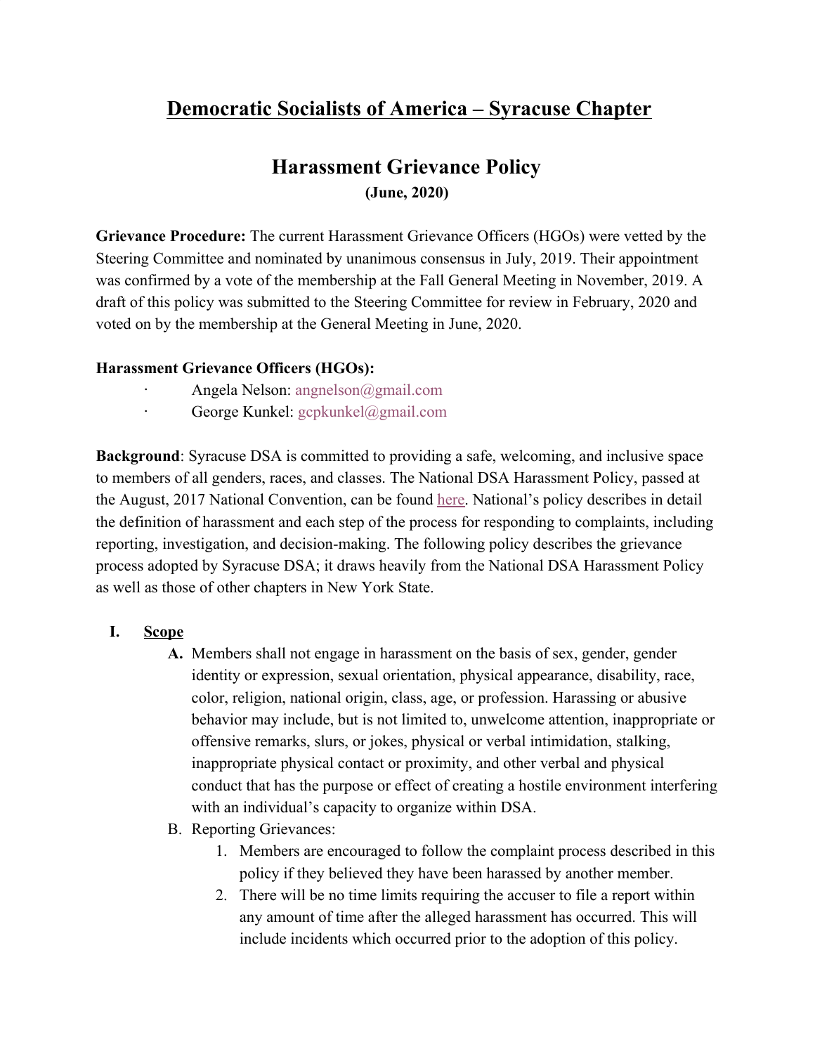# Democratic Socialists of America – Syracuse Chapter

## Harassment Grievance Policy

**(June, 2020)**

**Grievance Procedure:** The current Harassment Grievance Officers (HGOs) were vetted by the Steering Committee and nominated by unanimous consensus in July, 2019. Their appointment was confirmed by a vote of the membership at the Fall General Meeting in November, 2019. A draft of this policy was submitted to the Steering Committee for review in February, 2020 and voted on by the membership at the General Meeting in June, 2020.

**Harassment Grievance Officers (HGOs):**

- Angela Nelson: angnelson@gmail.com
- George Kunkel: gcpkunkel@gmail.com

**Background**: Syracuse DSA is committed to providing a safe, welcoming, and inclusive space to members of all genders, races, and classes. The National DSA Harassment Policy, passed at the August, 2017 National Convention, can be found here. National's policy describes in detail the definition of harassment and each step of the process for responding to complaints, including reporting, investigation, and decision-making. The following policy describes the grievance process adopted by Syracuse DSA; it draws heavily from the National DSA Harassment Policy as well as those of other chapters in New York State.

**I. Scope**

**A.** Members shall not engage in harassment on the basis of sex, gender, gender identity or expression, sexual orientation, physical appearance, disability, race, color, religion, national origin, class, age, or profession. Harassing or abusive behavior may include, but is not limited to, unwelcome attention, inappropriate or offensive remarks, slurs, or jokes, physical or verbal intimidation, stalking, inappropriate physical contact or proximity, and other verbal and physical conduct that has the purpose or effect of creating a hostile environment interfering with an individual's capacity to organize within DSA.

B. Reporting Grievances:

1. Members are encouraged to follow the complaint process described in this policy if they believed they have been harassed by another member.
2. There will be no time limits requiring the accuser to file a report within any amount of time after the alleged harassment has occurred. This will include incidents which occurred prior to the adoption of this policy.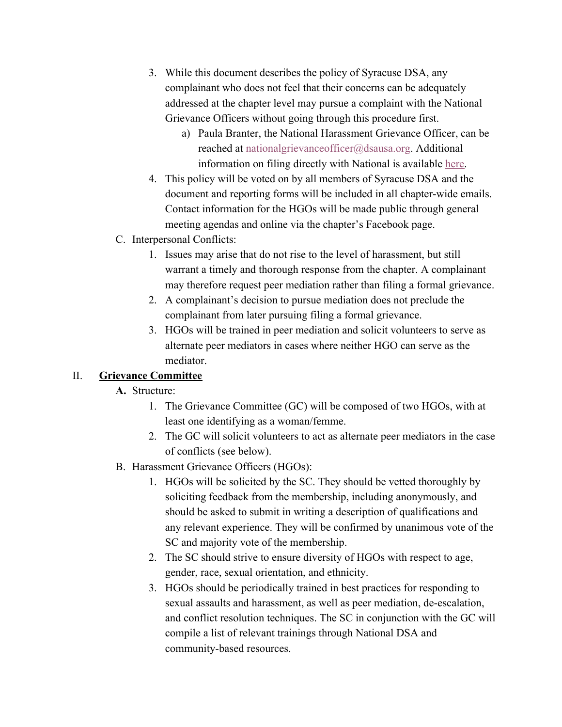3. While this document describes the policy of Syracuse DSA, any complainant who does not feel that their concerns can be adequately addressed at the chapter level may pursue a complaint with the National Grievance Officers without going through this procedure first.
    a) Paula Branter, the National Harassment Grievance Officer, can be reached at nationalgrievanceofficer@dsausa.org. Additional information on filing directly with National is available here.
4. This policy will be voted on by all members of Syracuse DSA and the document and reporting forms will be included in all chapter-wide emails. Contact information for the HGOs will be made public through general meeting agendas and online via the chapter's Facebook page.

C. Interpersonal Conflicts:
1. Issues may arise that do not rise to the level of harassment, but still warrant a timely and thorough response from the chapter. A complainant may therefore request peer mediation rather than filing a formal grievance.
2. A complainant's decision to pursue mediation does not preclude the complainant from later pursuing filing a formal grievance.
3. HGOs will be trained in peer mediation and solicit volunteers to serve as alternate peer mediators in cases where neither HGO can serve as the mediator.

## II. **Grievance Committee**

**A.** Structure:
1. The Grievance Committee (GC) will be composed of two HGOs, with at least one identifying as a woman/femme.
2. The GC will solicit volunteers to act as alternate peer mediators in the case of conflicts (see below).

B. Harassment Grievance Officers (HGOs):
1. HGOs will be solicited by the SC. They should be vetted thoroughly by soliciting feedback from the membership, including anonymously, and should be asked to submit in writing a description of qualifications and any relevant experience. They will be confirmed by unanimous vote of the SC and majority vote of the membership.
2. The SC should strive to ensure diversity of HGOs with respect to age, gender, race, sexual orientation, and ethnicity.
3. HGOs should be periodically trained in best practices for responding to sexual assaults and harassment, as well as peer mediation, de-escalation, and conflict resolution techniques. The SC in conjunction with the GC will compile a list of relevant trainings through National DSA and community-based resources.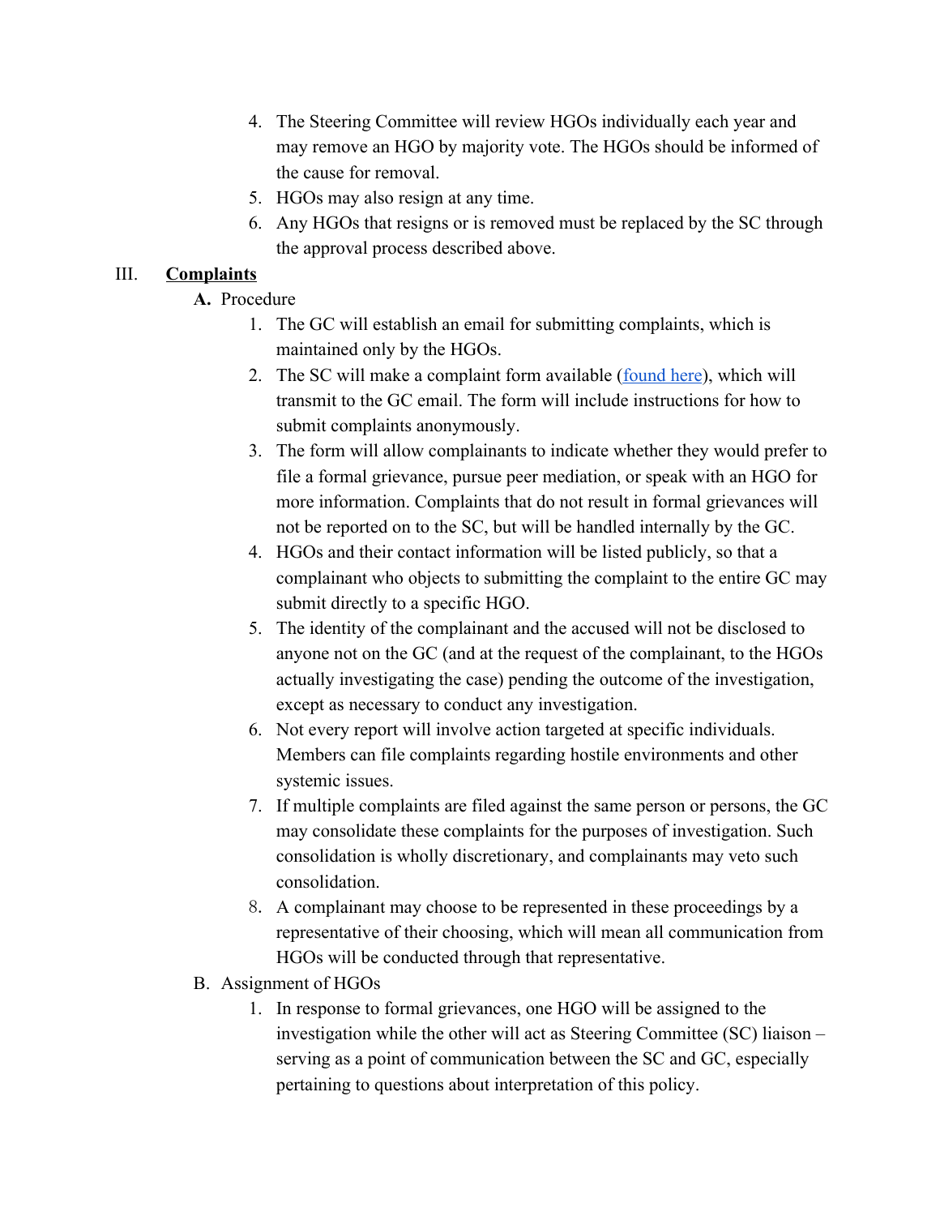4. The Steering Committee will review HGOs individually each year and may remove an HGO by majority vote. The HGOs should be informed of the cause for removal.
5. HGOs may also resign at any time.
6. Any HGOs that resigns or is removed must be replaced by the SC through the approval process described above.

## III. **Complaints**

**A.** Procedure

1. The GC will establish an email for submitting complaints, which is maintained only by the HGOs.
2. The SC will make a complaint form available ([found here]()), which will transmit to the GC email. The form will include instructions for how to submit complaints anonymously.
3. The form will allow complainants to indicate whether they would prefer to file a formal grievance, pursue peer mediation, or speak with an HGO for more information. Complaints that do not result in formal grievances will not be reported on to the SC, but will be handled internally by the GC.
4. HGOs and their contact information will be listed publicly, so that a complainant who objects to submitting the complaint to the entire GC may submit directly to a specific HGO.
5. The identity of the complainant and the accused will not be disclosed to anyone not on the GC (and at the request of the complainant, to the HGOs actually investigating the case) pending the outcome of the investigation, except as necessary to conduct any investigation.
6. Not every report will involve action targeted at specific individuals. Members can file complaints regarding hostile environments and other systemic issues.
7. If multiple complaints are filed against the same person or persons, the GC may consolidate these complaints for the purposes of investigation. Such consolidation is wholly discretionary, and complainants may veto such consolidation.
8. A complainant may choose to be represented in these proceedings by a representative of their choosing, which will mean all communication from HGOs will be conducted through that representative.

B. Assignment of HGOs

1. In response to formal grievances, one HGO will be assigned to the investigation while the other will act as Steering Committee (SC) liaison – serving as a point of communication between the SC and GC, especially pertaining to questions about interpretation of this policy.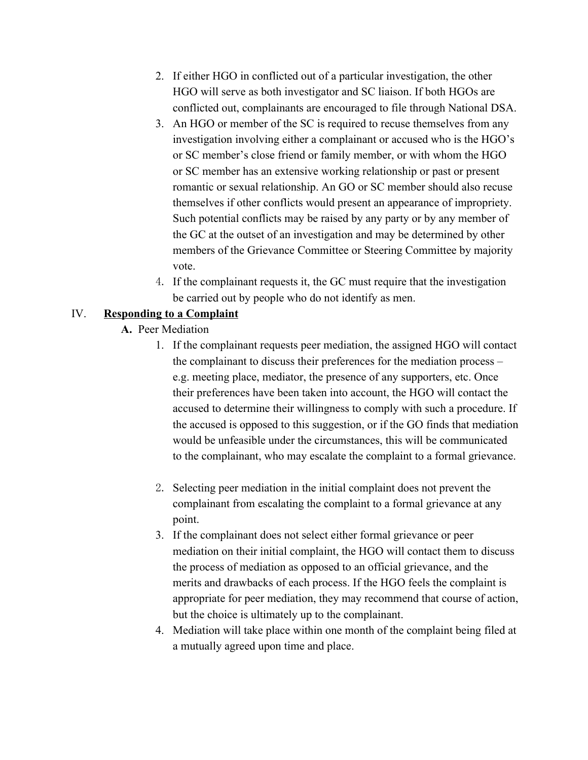2. If either HGO in conflicted out of a particular investigation, the other HGO will serve as both investigator and SC liaison. If both HGOs are conflicted out, complainants are encouraged to file through National DSA.
3. An HGO or member of the SC is required to recuse themselves from any investigation involving either a complainant or accused who is the HGO's or SC member's close friend or family member, or with whom the HGO or SC member has an extensive working relationship or past or present romantic or sexual relationship. An GO or SC member should also recuse themselves if other conflicts would present an appearance of impropriety. Such potential conflicts may be raised by any party or by any member of the GC at the outset of an investigation and may be determined by other members of the Grievance Committee or Steering Committee by majority vote.
4. If the complainant requests it, the GC must require that the investigation be carried out by people who do not identify as men.

## IV. **Responding to a Complaint**

**A.** Peer Mediation

1. If the complainant requests peer mediation, the assigned HGO will contact the complainant to discuss their preferences for the mediation process – e.g. meeting place, mediator, the presence of any supporters, etc. Once their preferences have been taken into account, the HGO will contact the accused to determine their willingness to comply with such a procedure. If the accused is opposed to this suggestion, or if the GO finds that mediation would be unfeasible under the circumstances, this will be communicated to the complainant, who may escalate the complaint to a formal grievance.

2. Selecting peer mediation in the initial complaint does not prevent the complainant from escalating the complaint to a formal grievance at any point.
3. If the complainant does not select either formal grievance or peer mediation on their initial complaint, the HGO will contact them to discuss the process of mediation as opposed to an official grievance, and the merits and drawbacks of each process. If the HGO feels the complaint is appropriate for peer mediation, they may recommend that course of action, but the choice is ultimately up to the complainant.
4. Mediation will take place within one month of the complaint being filed at a mutually agreed upon time and place.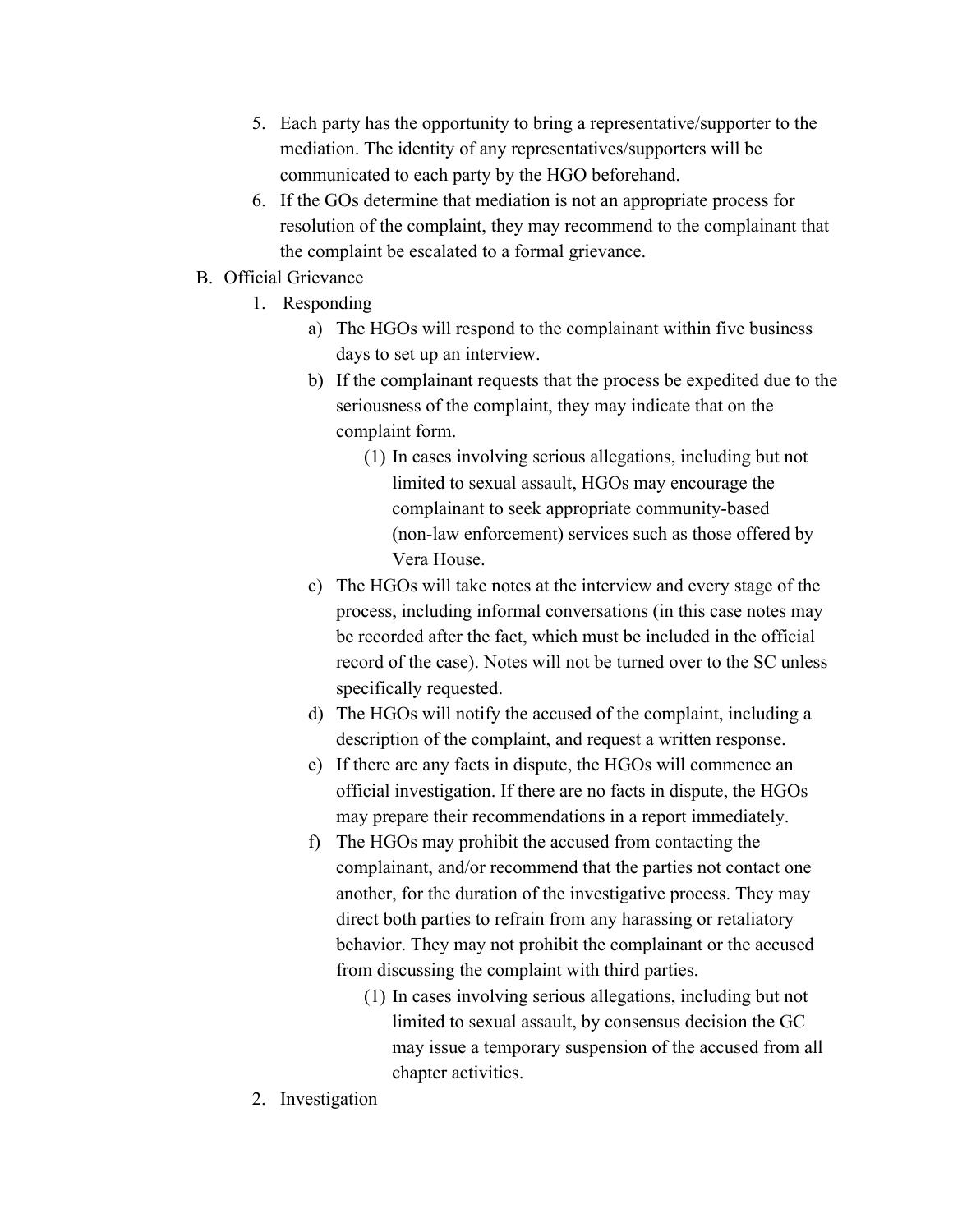5. Each party has the opportunity to bring a representative/supporter to the mediation. The identity of any representatives/supporters will be communicated to each party by the HGO beforehand.
6. If the GOs determine that mediation is not an appropriate process for resolution of the complaint, they may recommend to the complainant that the complaint be escalated to a formal grievance.

B. Official Grievance

1. Responding
    a) The HGOs will respond to the complainant within five business days to set up an interview.
    b) If the complainant requests that the process be expedited due to the seriousness of the complaint, they may indicate that on the complaint form.
        (1) In cases involving serious allegations, including but not limited to sexual assault, HGOs may encourage the complainant to seek appropriate community-based (non-law enforcement) services such as those offered by Vera House.
    c) The HGOs will take notes at the interview and every stage of the process, including informal conversations (in this case notes may be recorded after the fact, which must be included in the official record of the case). Notes will not be turned over to the SC unless specifically requested.
    d) The HGOs will notify the accused of the complaint, including a description of the complaint, and request a written response.
    e) If there are any facts in dispute, the HGOs will commence an official investigation. If there are no facts in dispute, the HGOs may prepare their recommendations in a report immediately.
    f) The HGOs may prohibit the accused from contacting the complainant, and/or recommend that the parties not contact one another, for the duration of the investigative process. They may direct both parties to refrain from any harassing or retaliatory behavior. They may not prohibit the complainant or the accused from discussing the complaint with third parties.
        (1) In cases involving serious allegations, including but not limited to sexual assault, by consensus decision the GC may issue a temporary suspension of the accused from all chapter activities.
2. Investigation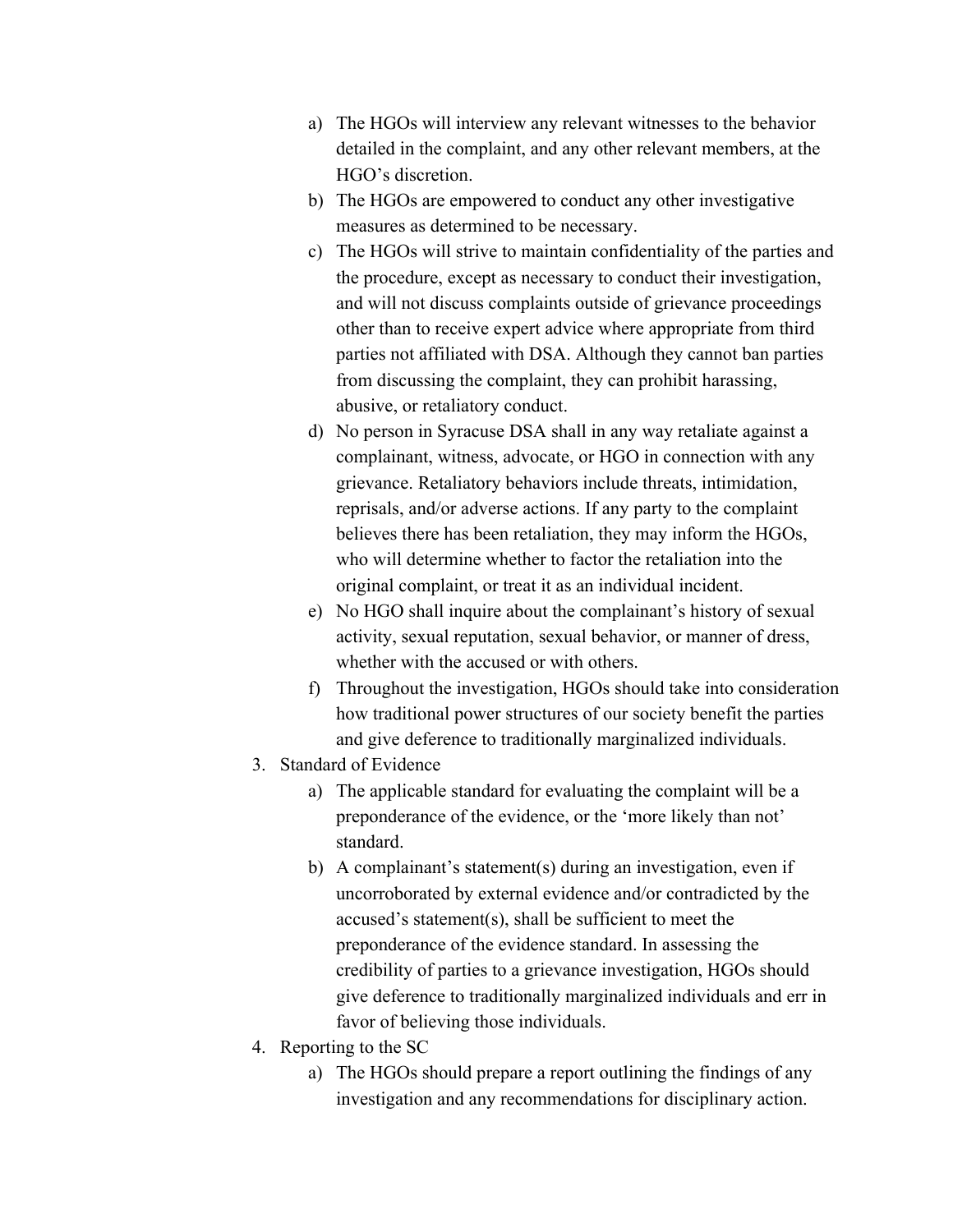a) The HGOs will interview any relevant witnesses to the behavior detailed in the complaint, and any other relevant members, at the HGO's discretion.
   b) The HGOs are empowered to conduct any other investigative measures as determined to be necessary.
   c) The HGOs will strive to maintain confidentiality of the parties and the procedure, except as necessary to conduct their investigation, and will not discuss complaints outside of grievance proceedings other than to receive expert advice where appropriate from third parties not affiliated with DSA. Although they cannot ban parties from discussing the complaint, they can prohibit harassing, abusive, or retaliatory conduct.
   d) No person in Syracuse DSA shall in any way retaliate against a complainant, witness, advocate, or HGO in connection with any grievance. Retaliatory behaviors include threats, intimidation, reprisals, and/or adverse actions. If any party to the complaint believes there has been retaliation, they may inform the HGOs, who will determine whether to factor the retaliation into the original complaint, or treat it as an individual incident.
   e) No HGO shall inquire about the complainant's history of sexual activity, sexual reputation, sexual behavior, or manner of dress, whether with the accused or with others.
   f) Throughout the investigation, HGOs should take into consideration how traditional power structures of our society benefit the parties and give deference to traditionally marginalized individuals.

3. Standard of Evidence
   a) The applicable standard for evaluating the complaint will be a preponderance of the evidence, or the 'more likely than not' standard.
   b) A complainant's statement(s) during an investigation, even if uncorroborated by external evidence and/or contradicted by the accused's statement(s), shall be sufficient to meet the preponderance of the evidence standard. In assessing the credibility of parties to a grievance investigation, HGOs should give deference to traditionally marginalized individuals and err in favor of believing those individuals.

4. Reporting to the SC
   a) The HGOs should prepare a report outlining the findings of any investigation and any recommendations for disciplinary action.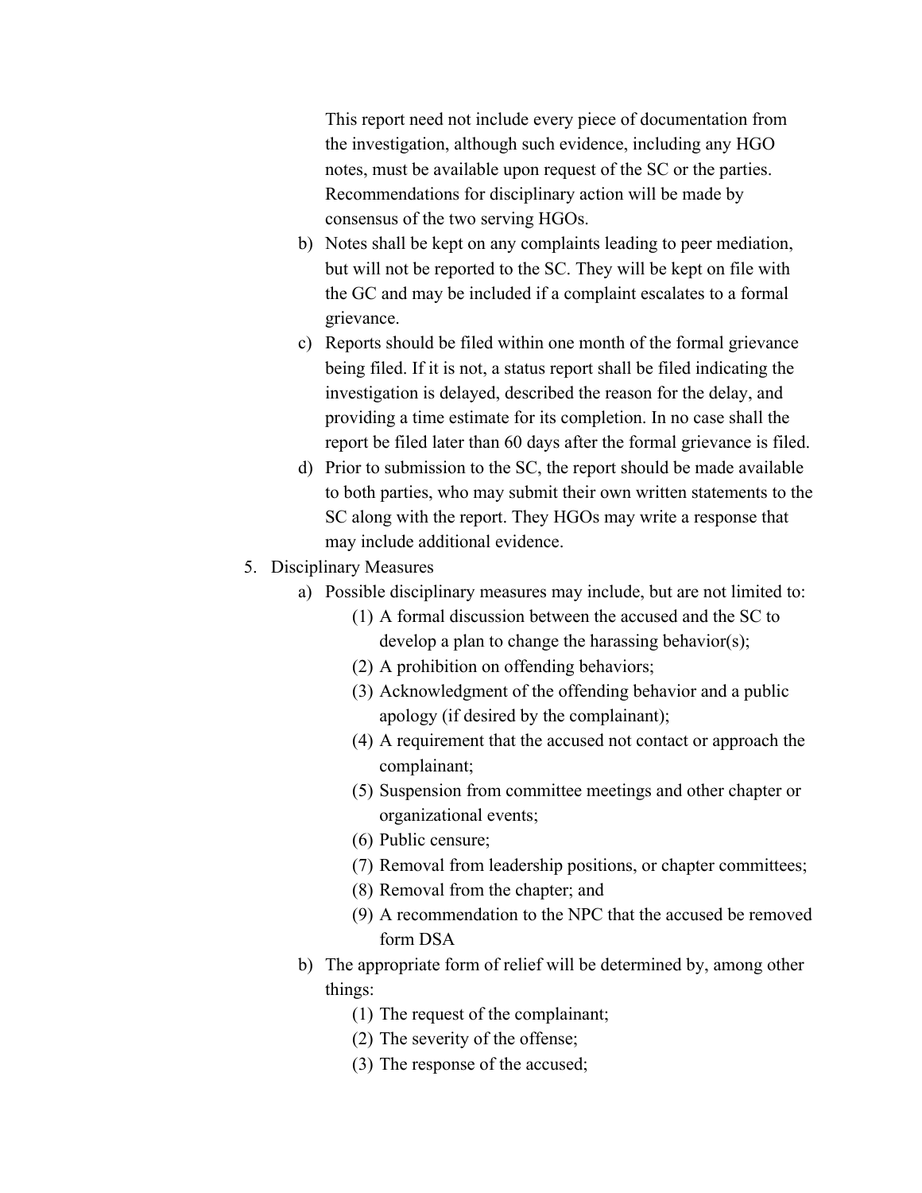This report need not include every piece of documentation from the investigation, although such evidence, including any HGO notes, must be available upon request of the SC or the parties. Recommendations for disciplinary action will be made by consensus of the two serving HGOs.

b) Notes shall be kept on any complaints leading to peer mediation, but will not be reported to the SC. They will be kept on file with the GC and may be included if a complaint escalates to a formal grievance.

c) Reports should be filed within one month of the formal grievance being filed. If it is not, a status report shall be filed indicating the investigation is delayed, described the reason for the delay, and providing a time estimate for its completion. In no case shall the report be filed later than 60 days after the formal grievance is filed.

d) Prior to submission to the SC, the report should be made available to both parties, who may submit their own written statements to the SC along with the report. They HGOs may write a response that may include additional evidence.

5. Disciplinary Measures

   a) Possible disciplinary measures may include, but are not limited to:

      (1) A formal discussion between the accused and the SC to develop a plan to change the harassing behavior(s);

      (2) A prohibition on offending behaviors;

      (3) Acknowledgment of the offending behavior and a public apology (if desired by the complainant);

      (4) A requirement that the accused not contact or approach the complainant;

      (5) Suspension from committee meetings and other chapter or organizational events;

      (6) Public censure;

      (7) Removal from leadership positions, or chapter committees;

      (8) Removal from the chapter; and

      (9) A recommendation to the NPC that the accused be removed form DSA

   b) The appropriate form of relief will be determined by, among other things:

      (1) The request of the complainant;

      (2) The severity of the offense;

      (3) The response of the accused;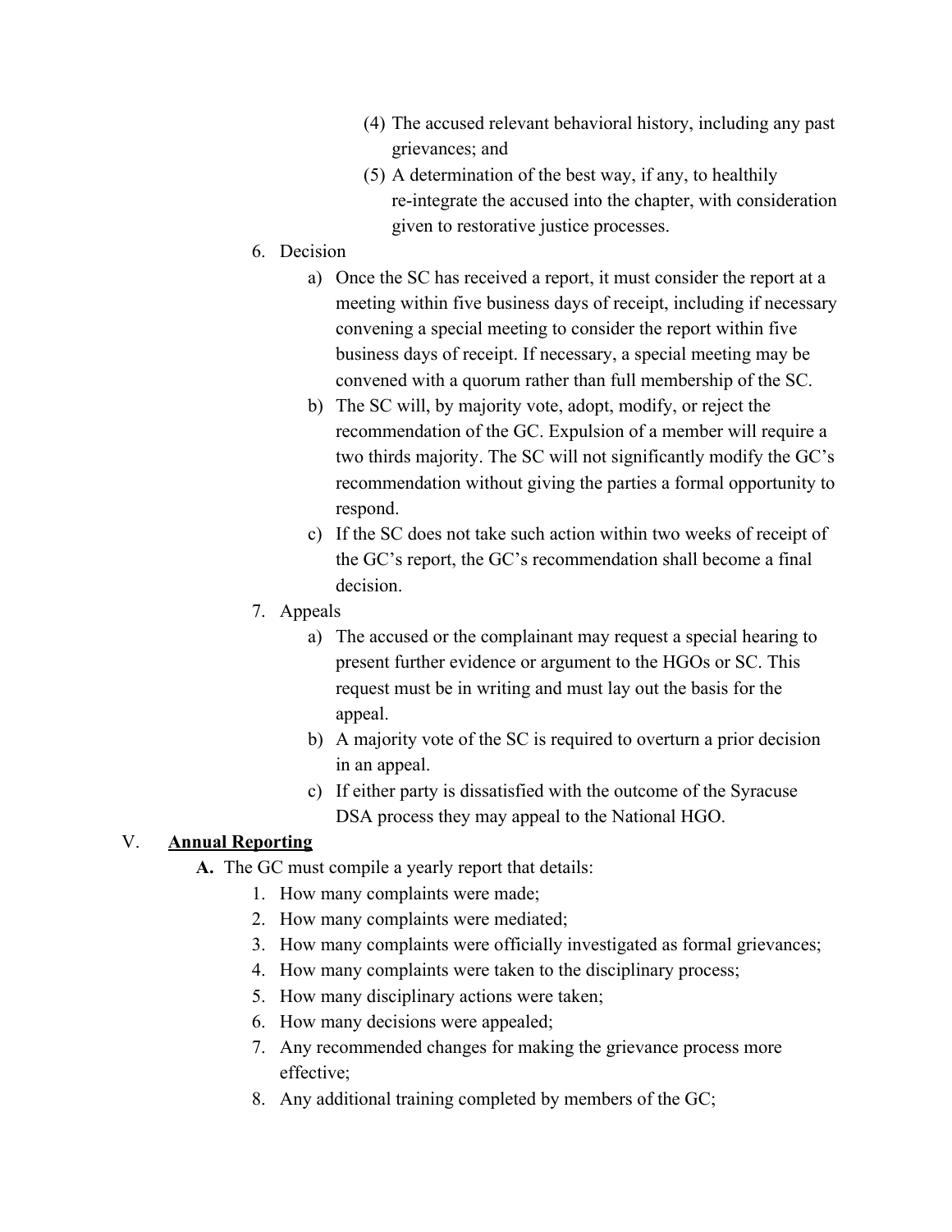(4) The accused relevant behavioral history, including any past grievances; and

(5) A determination of the best way, if any, to healthily re-integrate the accused into the chapter, with consideration given to restorative justice processes.

6. Decision
   a) Once the SC has received a report, it must consider the report at a meeting within five business days of receipt, including if necessary convening a special meeting to consider the report within five business days of receipt. If necessary, a special meeting may be convened with a quorum rather than full membership of the SC.
   b) The SC will, by majority vote, adopt, modify, or reject the recommendation of the GC. Expulsion of a member will require a two thirds majority. The SC will not significantly modify the GC's recommendation without giving the parties a formal opportunity to respond.
   c) If the SC does not take such action within two weeks of receipt of the GC's report, the GC's recommendation shall become a final decision.
7. Appeals
   a) The accused or the complainant may request a special hearing to present further evidence or argument to the HGOs or SC. This request must be in writing and must lay out the basis for the appeal.
   b) A majority vote of the SC is required to overturn a prior decision in an appeal.
   c) If either party is dissatisfied with the outcome of the Syracuse DSA process they may appeal to the National HGO.

## V. **Annual Reporting**

**A.** The GC must compile a yearly report that details:

1. How many complaints were made;
2. How many complaints were mediated;
3. How many complaints were officially investigated as formal grievances;
4. How many complaints were taken to the disciplinary process;
5. How many disciplinary actions were taken;
6. How many decisions were appealed;
7. Any recommended changes for making the grievance process more effective;
8. Any additional training completed by members of the GC;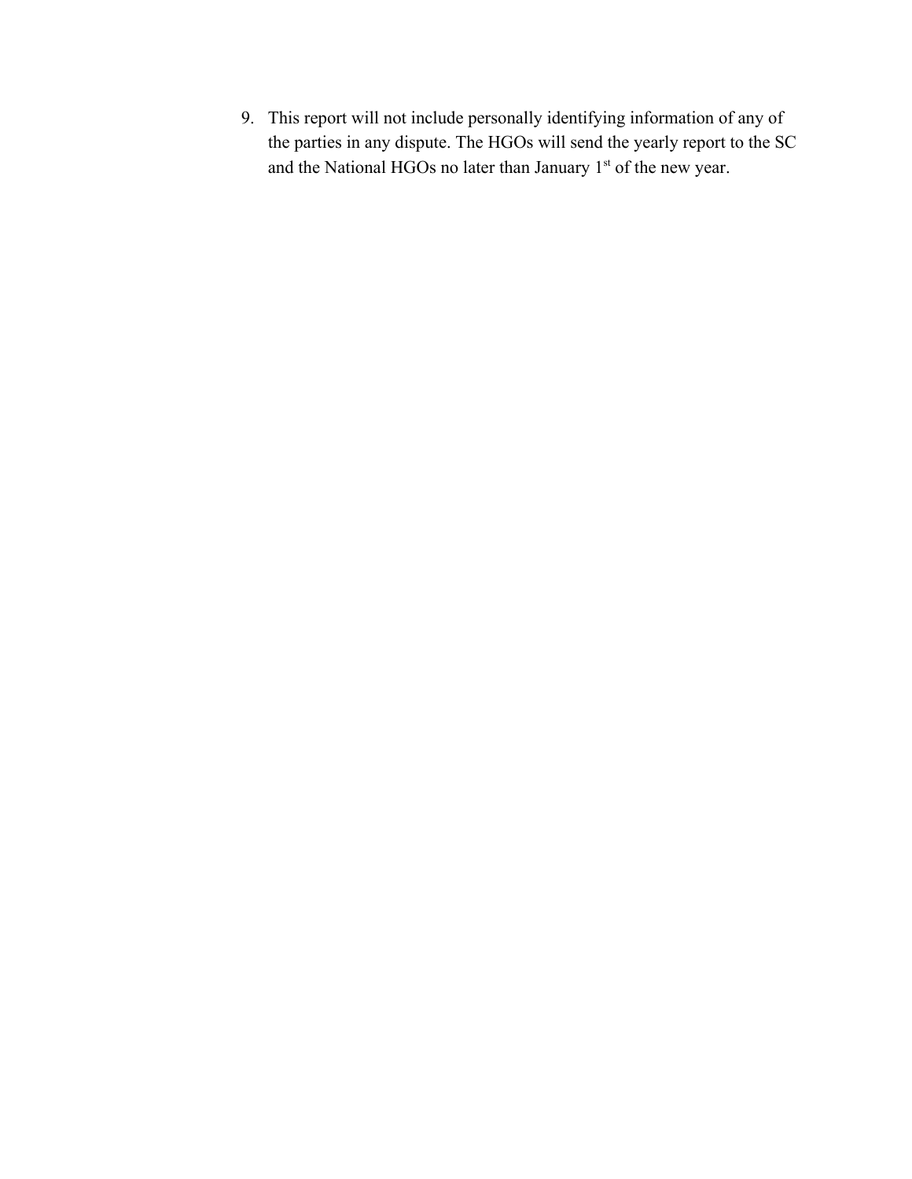9. This report will not include personally identifying information of any of the parties in any dispute. The HGOs will send the yearly report to the SC and the National HGOs no later than January 1st of the new year.